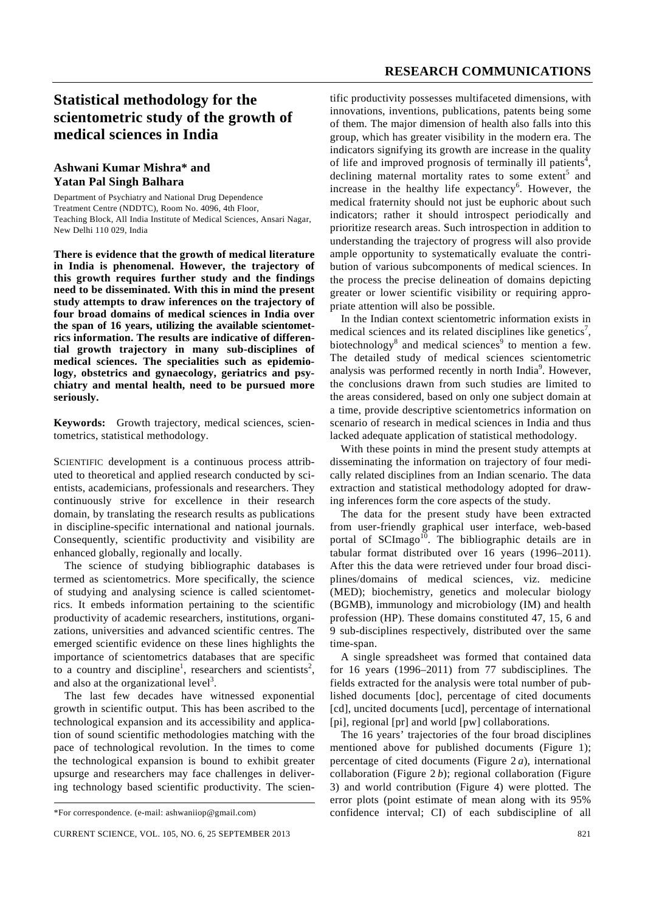# Statistical methodology for the scientometric study of the growth of medical sciences in India

**Ashwani Kumar Mishra\* and Yatan Pal Singh Balhara**

Department of Psychiatry and National Drug Dependence Treatment Centre (NDDTC), Room No. 4096, 4th Floor, Teaching Block, All India Institute of Medical Sciences, Ansari Nagar, New Delhi 110 029, India

**There is evidence that the growth of medical literature in India is phenomenal. However, the trajectory of this growth requires further study and the findings need to be disseminated. With this in mind the present study attempts to draw inferences on the trajectory of four broad domains of medical sciences in India over the span of 16 years, utilizing the available scientometrics information. The results are indicative of differential growth trajectory in many sub-disciplines of medical sciences. The specialities such as epidemiology, obstetrics and gynaecology, geriatrics and psychiatry and mental health, need to be pursued more seriously.**

**Keywords:** Growth trajectory, medical sciences, scientometrics, statistical methodology.

SCIENTIFIC development is a continuous process attributed to theoretical and applied research conducted by scientists, academicians, professionals and researchers. They continuously strive for excellence in their research domain, by translating the research results as publications in discipline-specific international and national journals. Consequently, scientific productivity and visibility are enhanced globally, regionally and locally.

The science of studying bibliographic databases is termed as scientometrics. More specifically, the science of studying and analysing science is called scientometrics. It embeds information pertaining to the scientific productivity of academic researchers, institutions, organizations, universities and advanced scientific centres. The emerged scientific evidence on these lines highlights the importance of scientometrics databases that are specific to a country and discipline[1], researchers and scientists[2], and also at the organizational level[3].

The last few decades have witnessed exponential growth in scientific output. This has been ascribed to the technological expansion and its accessibility and application of sound scientific methodologies matching with the pace of technological revolution. In the times to come the technological expansion is bound to exhibit greater upsurge and researchers may face challenges in delivering technology based scientific productivity. The scientific productivity possesses multifaceted dimensions, with innovations, inventions, publications, patents being some of them. The major dimension of health also falls into this group, which has greater visibility in the modern era. The indicators signifying its growth are increase in the quality of life and improved prognosis of terminally ill patients[4], declining maternal mortality rates to some extent[5] and increase in the healthy life expectancy[6]. However, the medical fraternity should not just be euphoric about such indicators; rather it should introspect periodically and prioritize research areas. Such introspection in addition to understanding the trajectory of progress will also provide ample opportunity to systematically evaluate the contribution of various subcomponents of medical sciences. In the process the precise delineation of domains depicting greater or lower scientific visibility or requiring appropriate attention will also be possible.

In the Indian context scientometric information exists in medical sciences and its related disciplines like genetics[7], biotechnology[8] and medical sciences[9] to mention a few. The detailed study of medical sciences scientometric analysis was performed recently in north India[9]. However, the conclusions drawn from such studies are limited to the areas considered, based on only one subject domain at a time, provide descriptive scientometrics information on scenario of research in medical sciences in India and thus lacked adequate application of statistical methodology.

With these points in mind the present study attempts at disseminating the information on trajectory of four medically related disciplines from an Indian scenario. The data extraction and statistical methodology adopted for drawing inferences form the core aspects of the study.

The data for the present study have been extracted from user-friendly graphical user interface, web-based portal of SCImago[10]. The bibliographic details are in tabular format distributed over 16 years (1996–2011). After this the data were retrieved under four broad disciplines/domains of medical sciences, viz. medicine (MED); biochemistry, genetics and molecular biology (BGMB), immunology and microbiology (IM) and health profession (HP). These domains constituted 47, 15, 6 and 9 sub-disciplines respectively, distributed over the same time-span.

A single spreadsheet was formed that contained data for 16 years (1996–2011) from 77 subdisciplines. The fields extracted for the analysis were total number of published documents [doc], percentage of cited documents [cd], uncited documents [ucd], percentage of international [pi], regional [pr] and world [pw] collaborations.

The 16 years' trajectories of the four broad disciplines mentioned above for published documents (Figure 1); percentage of cited documents (Figure 2 *a*), international collaboration (Figure 2 *b*); regional collaboration (Figure 3) and world contribution (Figure 4) were plotted. The error plots (point estimate of mean along with its 95% confidence interval; CI) of each subdiscipline of all

\*For correspondence. (e-mail: ashwaniiop@gmail.com)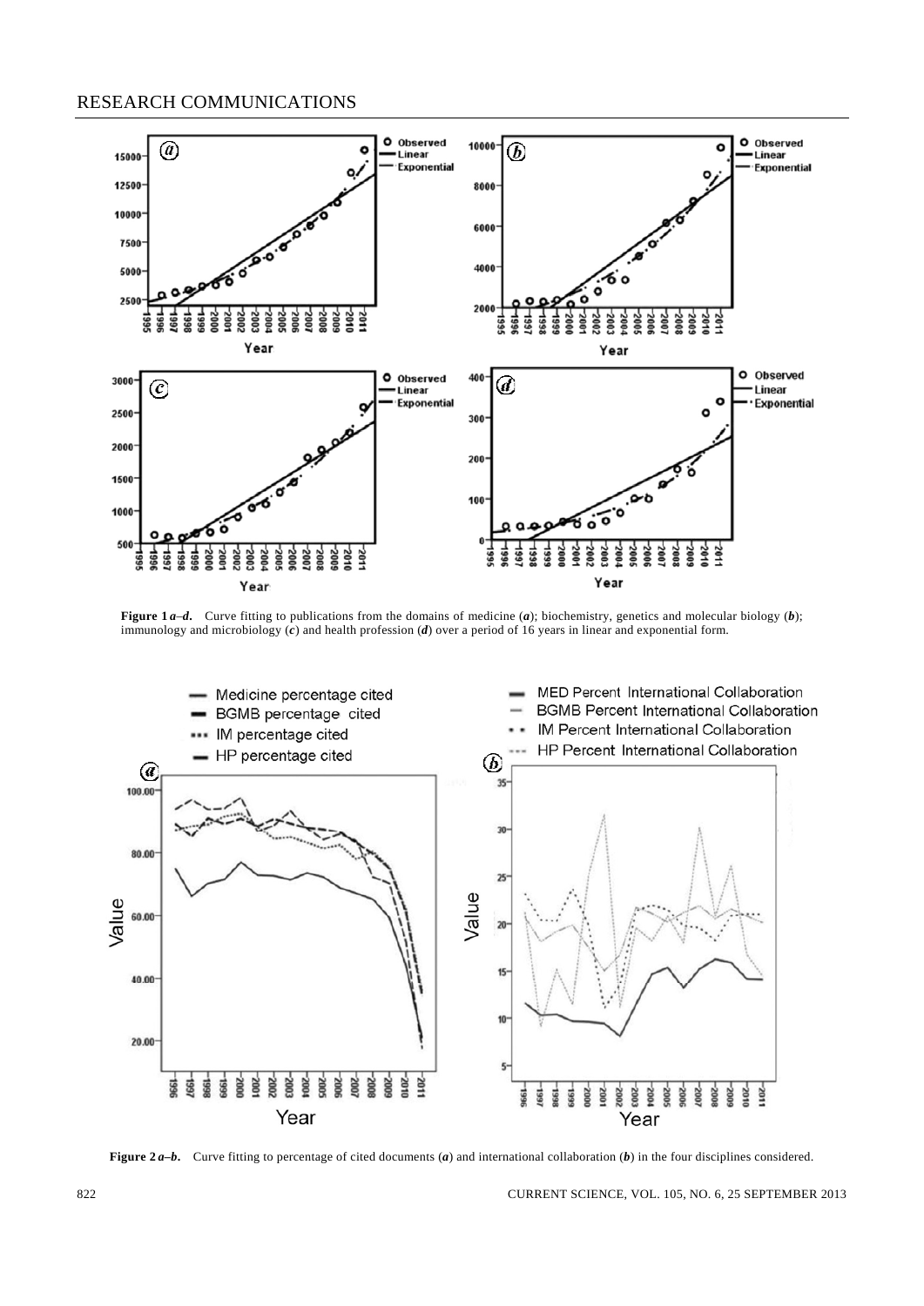**Figure 1 *a*–*d*.** Curve fitting to publications from the domains of medicine (***a***); biochemistry, genetics and molecular biology (***b***); immunology and microbiology (***c***) and health profession (***d***) over a period of 16 years in linear and exponential form.

**Figure 2 *a*–*b*.** Curve fitting to percentage of cited documents (***a***) and international collaboration (***b***) in the four disciplines considered.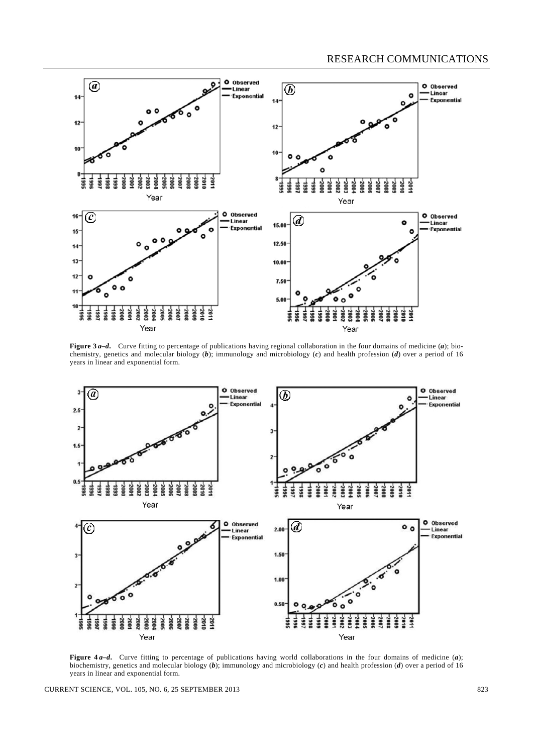**Figure 3 *a–d*.** Curve fitting to percentage of publications having regional collaboration in the four domains of medicine (***a***); biochemistry, genetics and molecular biology (***b***); immunology and microbiology (***c***) and health profession (***d***) over a period of 16 years in linear and exponential form.

**Figure 4 *a–d*.** Curve fitting to percentage of publications having world collaborations in the four domains of medicine (***a***); biochemistry, genetics and molecular biology (***b***); immunology and microbiology (***c***) and health profession (***d***) over a period of 16 years in linear and exponential form.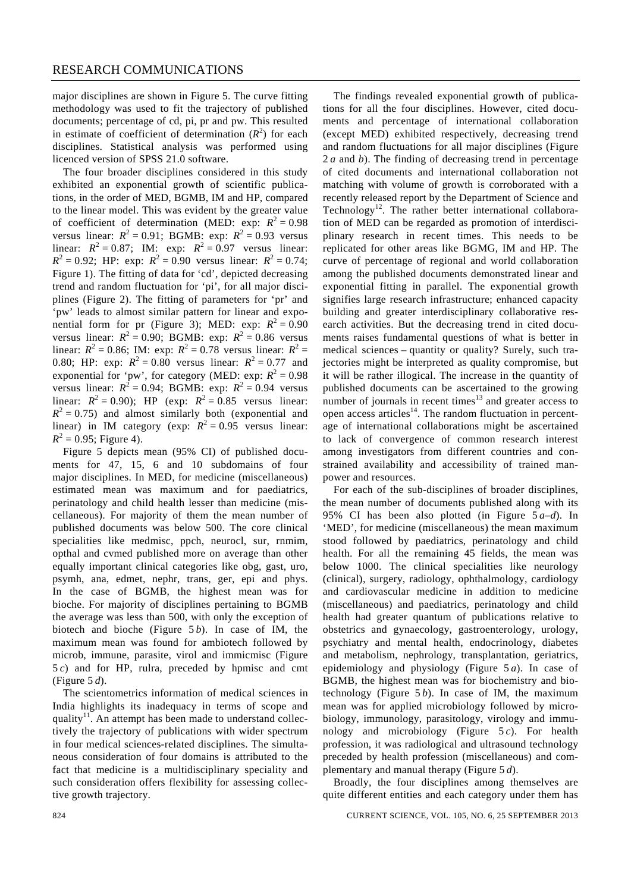major disciplines are shown in Figure 5. The curve fitting methodology was used to fit the trajectory of published documents; percentage of cd, pi, pr and pw. This resulted in estimate of coefficient of determination ($R^2$) for each disciplines. Statistical analysis was performed using licenced version of SPSS 21.0 software.

The four broader disciplines considered in this study exhibited an exponential growth of scientific publications, in the order of MED, BGMB, IM and HP, compared to the linear model. This was evident by the greater value of coefficient of determination (MED: exp: $R^2 = 0.98$ versus linear: $R^2 = 0.91$; BGMB: exp: $R^2 = 0.93$ versus linear: $R^2 = 0.87$; IM: exp: $R^2 = 0.97$ versus linear: $R^2 = 0.92$; HP: exp: $R^2 = 0.90$ versus linear: $R^2 = 0.74$; Figure 1). The fitting of data for 'cd', depicted decreasing trend and random fluctuation for 'pi', for all major disciplines (Figure 2). The fitting of parameters for 'pr' and 'pw' leads to almost similar pattern for linear and exponential form for pr (Figure 3); MED: exp: $R^2 = 0.90$ versus linear: $R^2 = 0.90$; BGMB: exp: $R^2 = 0.86$ versus linear: $R^2 = 0.86$; IM: exp: $R^2 = 0.78$ versus linear: $R^2 = 0.80$; HP: exp: $R^2 = 0.80$ versus linear: $R^2 = 0.77$ and exponential for 'pw', for category (MED: exp: $R^2 = 0.98$ versus linear: $R^2 = 0.94$; BGMB: exp: $R^2 = 0.94$ versus linear: $R^2 = 0.90$); HP (exp: $R^2 = 0.85$ versus linear: $R^2 = 0.75$) and almost similarly both (exponential and linear) in IM category (exp: $R^2 = 0.95$ versus linear: $R^2 = 0.95$; Figure 4).

Figure 5 depicts mean (95% CI) of published documents for 47, 15, 6 and 10 subdomains of four major disciplines. In MED, for medicine (miscellaneous) estimated mean was maximum and for paediatrics, perinatology and child health lesser than medicine (miscellaneous). For majority of them the mean number of published documents was below 500. The core clinical specialities like medmisc, ppch, neurocl, sur, rnmim, opthal and cvmed published more on average than other equally important clinical categories like obg, gast, uro, psymh, ana, edmet, nephr, trans, ger, epi and phys. In the case of BGMB, the highest mean was for bioche. For majority of disciplines pertaining to BGMB the average was less than 500, with only the exception of biotech and bioche (Figure 5 *b*). In case of IM, the maximum mean was found for ambiotech followed by microb, immune, parasite, virol and immicmisc (Figure 5 *c*) and for HP, rulra, preceded by hpmisc and cmt (Figure 5 *d*).

The scientometrics information of medical sciences in India highlights its inadequacy in terms of scope and quality[11]. An attempt has been made to understand collectively the trajectory of publications with wider spectrum in four medical sciences-related disciplines. The simultaneous consideration of four domains is attributed to the fact that medicine is a multidisciplinary speciality and such consideration offers flexibility for assessing collective growth trajectory.

The findings revealed exponential growth of publications for all the four disciplines. However, cited documents and percentage of international collaboration (except MED) exhibited respectively, decreasing trend and random fluctuations for all major disciplines (Figure 2 *a* and *b*). The finding of decreasing trend in percentage of cited documents and international collaboration not matching with volume of growth is corroborated with a recently released report by the Department of Science and Technology[12]. The rather better international collaboration of MED can be regarded as promotion of interdisciplinary research in recent times. This needs to be replicated for other areas like BGMG, IM and HP. The curve of percentage of regional and world collaboration among the published documents demonstrated linear and exponential fitting in parallel. The exponential growth signifies large research infrastructure; enhanced capacity building and greater interdisciplinary collaborative research activities. But the decreasing trend in cited documents raises fundamental questions of what is better in medical sciences – quantity or quality? Surely, such trajectories might be interpreted as quality compromise, but it will be rather illogical. The increase in the quantity of published documents can be ascertained to the growing number of journals in recent times[13] and greater access to open access articles[14]. The random fluctuation in percentage of international collaborations might be ascertained to lack of convergence of common research interest among investigators from different countries and constrained availability and accessibility of trained manpower and resources.

For each of the sub-disciplines of broader disciplines, the mean number of documents published along with its 95% CI has been also plotted (in Figure 5 *a*–*d*). In 'MED', for medicine (miscellaneous) the mean maximum stood followed by paediatrics, perinatology and child health. For all the remaining 45 fields, the mean was below 1000. The clinical specialities like neurology (clinical), surgery, radiology, ophthalmology, cardiology and cardiovascular medicine in addition to medicine (miscellaneous) and paediatrics, perinatology and child health had greater quantum of publications relative to obstetrics and gynaecology, gastroenterology, urology, psychiatry and mental health, endocrinology, diabetes and metabolism, nephrology, transplantation, geriatrics, epidemiology and physiology (Figure 5 *a*). In case of BGMB, the highest mean was for biochemistry and biotechnology (Figure 5 *b*). In case of IM, the maximum mean was for applied microbiology followed by microbiology, immunology, parasitology, virology and immunology and microbiology (Figure 5 *c*). For health profession, it was radiological and ultrasound technology preceded by health profession (miscellaneous) and complementary and manual therapy (Figure 5 *d*).

Broadly, the four disciplines among themselves are quite different entities and each category under them has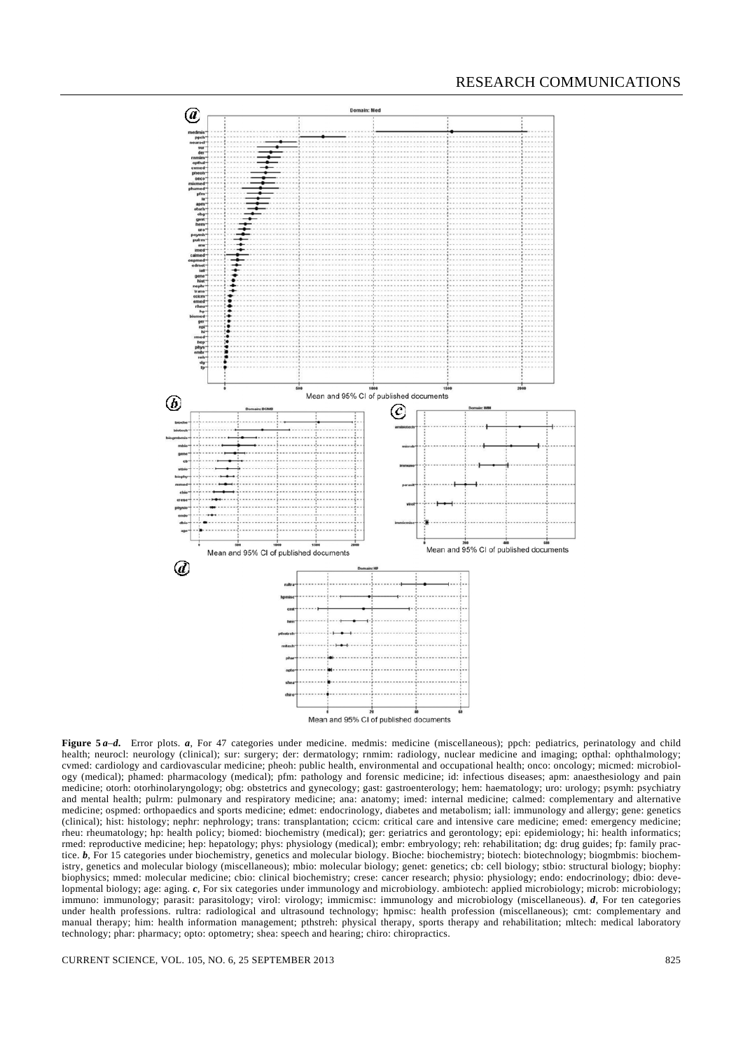**Figure 5 *a*–*d*.** Error plots. ***a***, For 47 categories under medicine. medmis: medicine (miscellaneous); ppch: pediatrics, perinatology and child health; neurocl: neurology (clinical); sur: surgery; der: dermatology; rnmim: radiology, nuclear medicine and imaging; opthal: ophthalmology; cvmed: cardiology and cardiovascular medicine; pheoh: public health, environmental and occupational health; onco: oncology; micmed: microbiology (medical); phamed: pharmacology (medical); pfm: pathology and forensic medicine; id: infectious diseases; apm: anaesthesiology and pain medicine; otorh: otorhinolaryngology; obg: obstetrics and gynecology; gast: gastroenterology; hem: haematology; uro: urology; psymh: psychiatry and mental health; pulrm: pulmonary and respiratory medicine; ana: anatomy; imed: internal medicine; calmed: complementary and alternative medicine; ospmed: orthopaedics and sports medicine; edmet: endocrinology, diabetes and metabolism; iall: immunology and allergy; gene: genetics (clinical); hist: histology; nephr: nephrology; trans: transplantation; ccicm: critical care and intensive care medicine; emed: emergency medicine; rheu: rheumatology; hp: health policy; biomed: biochemistry (medical); ger: geriatrics and gerontology; epi: epidemiology; hi: health informatics; rmed: reproductive medicine; hep: hepatology; phys: physiology (medical); embr: embryology; reh: rehabilitation; dg: drug guides; fp: family practice. ***b***, For 15 categories under biochemistry, genetics and molecular biology. Bioche: biochemistry; biotech: biotechnology; biogmbmis: biochemistry, genetics and molecular biology (miscellaneous); mbio: molecular biology; genet: genetics; cb: cell biology; stbio: structural biology; biophy: biophysics; mmed: molecular medicine; cbio: clinical biochemistry; crese: cancer research; physio: physiology; endo: endocrinology; dbio: developmental biology; age: aging. ***c***, For six categories under immunology and microbiology. ambiotech: applied microbiology; microb: microbiology; immuno: immunology; parasit: parasitology; virol: virology; immicmisc: immunology and microbiology (miscellaneous). ***d***, For ten categories under health professions. rultra: radiological and ultrasound technology; hpmisc: health profession (miscellaneous); cmt: complementary and manual therapy; him: health information management; pthstreh: physical therapy, sports therapy and rehabilitation; mltech: medical laboratory technology; phar: pharmacy; opto: optometry; shea: speech and hearing; chiro: chiropractics.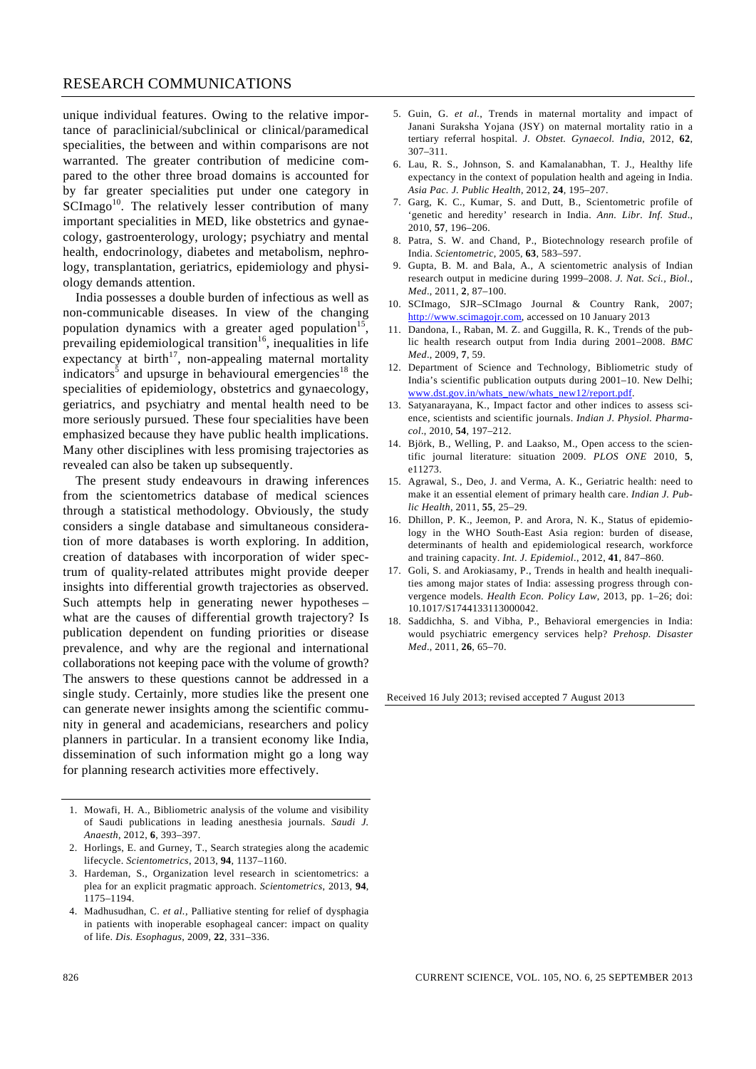unique individual features. Owing to the relative importance of paraclinicial/subclinical or clinical/paramedical specialities, the between and within comparisons are not warranted. The greater contribution of medicine compared to the other three broad domains is accounted for by far greater specialities put under one category in SCImago[10]. The relatively lesser contribution of many important specialities in MED, like obstetrics and gynaecology, gastroenterology, urology; psychiatry and mental health, endocrinology, diabetes and metabolism, nephrology, transplantation, geriatrics, epidemiology and physiology demands attention.

India possesses a double burden of infectious as well as non-communicable diseases. In view of the changing population dynamics with a greater aged population[15], prevailing epidemiological transition[16], inequalities in life expectancy at birth[17], non-appealing maternal mortality indicators[5] and upsurge in behavioural emergencies[18] the specialities of epidemiology, obstetrics and gynaecology, geriatrics, and psychiatry and mental health need to be more seriously pursued. These four specialities have been emphasized because they have public health implications. Many other disciplines with less promising trajectories as revealed can also be taken up subsequently.

The present study endeavours in drawing inferences from the scientometrics database of medical sciences through a statistical methodology. Obviously, the study considers a single database and simultaneous consideration of more databases is worth exploring. In addition, creation of databases with incorporation of wider spectrum of quality-related attributes might provide deeper insights into differential growth trajectories as observed. Such attempts help in generating newer hypotheses – what are the causes of differential growth trajectory? Is publication dependent on funding priorities or disease prevalence, and why are the regional and international collaborations not keeping pace with the volume of growth? The answers to these questions cannot be addressed in a single study. Certainly, more studies like the present one can generate newer insights among the scientific community in general and academicians, researchers and policy planners in particular. In a transient economy like India, dissemination of such information might go a long way for planning research activities more effectively.

1. Mowafi, H. A., Bibliometric analysis of the volume and visibility of Saudi publications in leading anesthesia journals. *Saudi J. Anaesth*, 2012, **6**, 393–397.
2. Horlings, E. and Gurney, T., Search strategies along the academic lifecycle. *Scientometrics*, 2013, **94**, 1137–1160.
3. Hardeman, S., Organization level research in scientometrics: a plea for an explicit pragmatic approach. *Scientometrics*, 2013, **94**, 1175–1194.
4. Madhusudhan, C. *et al.*, Palliative stenting for relief of dysphagia in patients with inoperable esophageal cancer: impact on quality of life. *Dis. Esophagus*, 2009, **22**, 331–336.
5. Guin, G. *et al.*, Trends in maternal mortality and impact of Janani Suraksha Yojana (JSY) on maternal mortality ratio in a tertiary referral hospital. *J. Obstet. Gynaecol. India*, 2012, **62**, 307–311.
6. Lau, R. S., Johnson, S. and Kamalanabhan, T. J., Healthy life expectancy in the context of population health and ageing in India. *Asia Pac. J. Public Health*, 2012, **24**, 195–207.
7. Garg, K. C., Kumar, S. and Dutt, B., Scientometric profile of 'genetic and heredity' research in India. *Ann. Libr. Inf. Stud*., 2010, **57**, 196–206.
8. Patra, S. W. and Chand, P., Biotechnology research profile of India. *Scientometric*, 2005, **63**, 583–597.
9. Gupta, B. M. and Bala, A., A scientometric analysis of Indian research output in medicine during 1999–2008. *J. Nat. Sci., Biol., Med*., 2011, **2**, 87–100.
10. SCImago, SJR–SCImago Journal & Country Rank, 2007; http://www.scimagojr.com, accessed on 10 January 2013
11. Dandona, I., Raban, M. Z. and Guggilla, R. K., Trends of the public health research output from India during 2001–2008. *BMC Med*., 2009, **7**, 59.
12. Department of Science and Technology, Bibliometric study of India's scientific publication outputs during 2001–10. New Delhi; www.dst.gov.in/whats_new/whats_new12/report.pdf.
13. Satyanarayana, K., Impact factor and other indices to assess science, scientists and scientific journals. *Indian J. Physiol. Pharmacol*., 2010, **54**, 197–212.
14. Björk, B., Welling, P. and Laakso, M., Open access to the scientific journal literature: situation 2009. *PLOS ONE* 2010, **5**, e11273.
15. Agrawal, S., Deo, J. and Verma, A. K., Geriatric health: need to make it an essential element of primary health care. *Indian J. Public Health*, 2011, **55**, 25–29.
16. Dhillon, P. K., Jeemon, P. and Arora, N. K., Status of epidemiology in the WHO South-East Asia region: burden of disease, determinants of health and epidemiological research, workforce and training capacity. *Int. J. Epidemiol*., 2012, **41**, 847–860.
17. Goli, S. and Arokiasamy, P., Trends in health and health inequalities among major states of India: assessing progress through convergence models. *Health Econ. Policy Law*, 2013, pp. 1–26; doi: 10.1017/S1744133113000042.
18. Saddichha, S. and Vibha, P., Behavioral emergencies in India: would psychiatric emergency services help? *Prehosp. Disaster Med*., 2011, **26**, 65–70.

Received 16 July 2013; revised accepted 7 August 2013